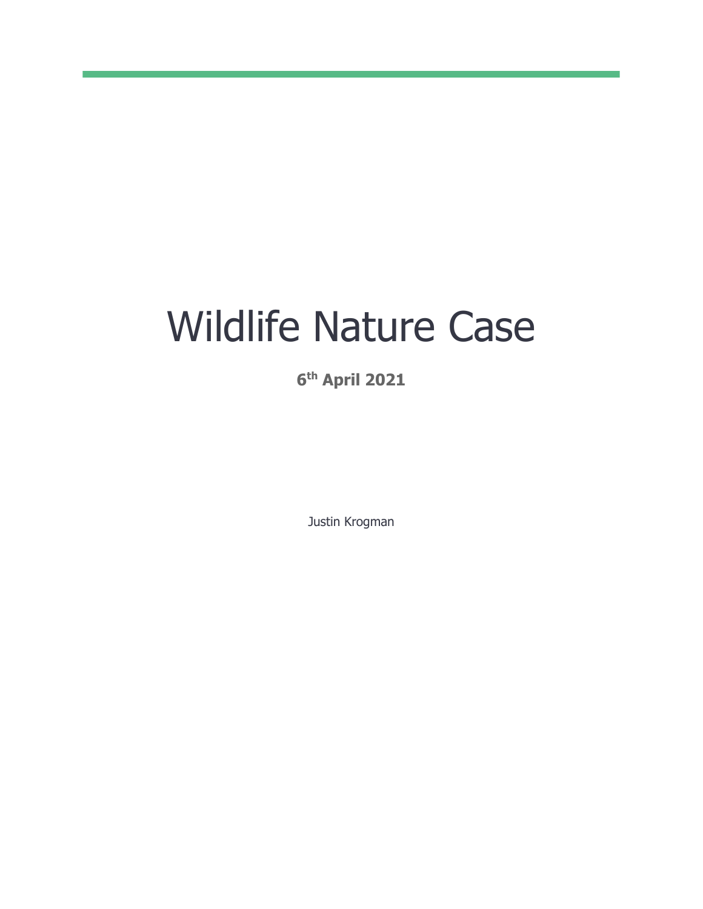# Wildlife Nature Case

**6th April 2021**

Justin Krogman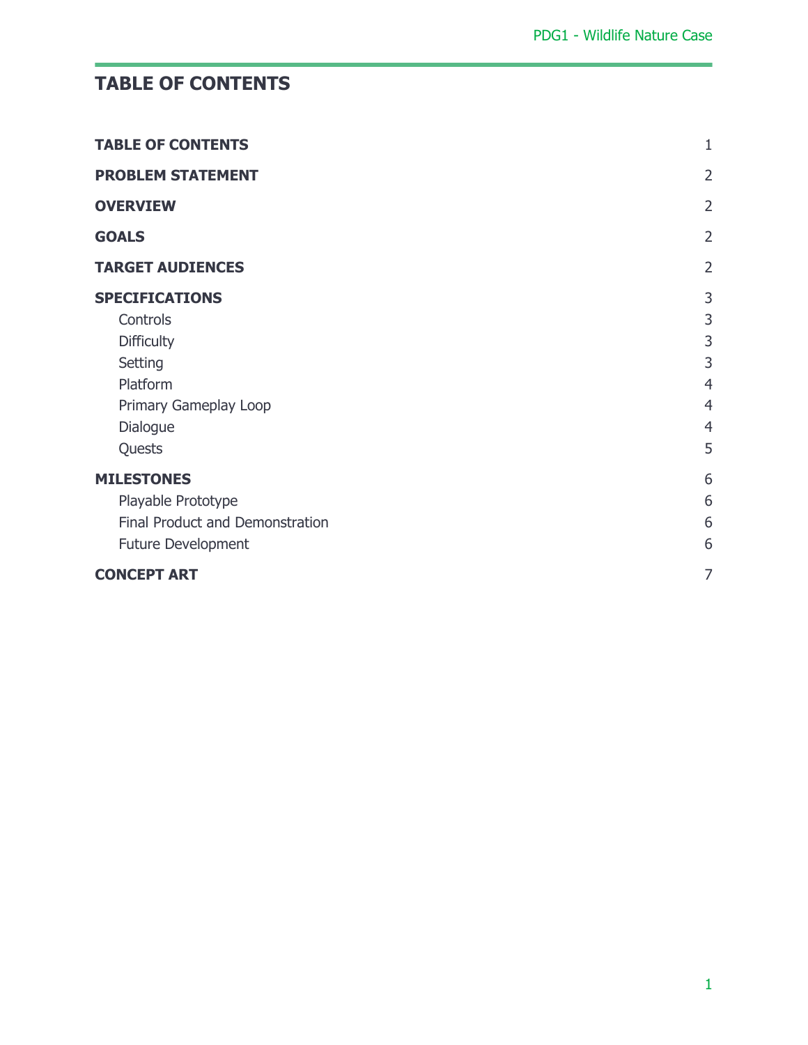# TABLE OF CONTENTS

| | |
|---|---|
| **TABLE OF CONTENTS** | 1 |
| **PROBLEM STATEMENT** | 2 |
| **OVERVIEW** | 2 |
| **GOALS** | 2 |
| **TARGET AUDIENCES** | 2 |
| **SPECIFICATIONS** | 3 |
| Controls | 3 |
| Difficulty | 3 |
| Setting | 3 |
| Platform | 4 |
| Primary Gameplay Loop | 4 |
| Dialogue | 4 |
| Quests | 5 |
| **MILESTONES** | 6 |
| Playable Prototype | 6 |
| Final Product and Demonstration | 6 |
| Future Development | 6 |
| **CONCEPT ART** | 7 |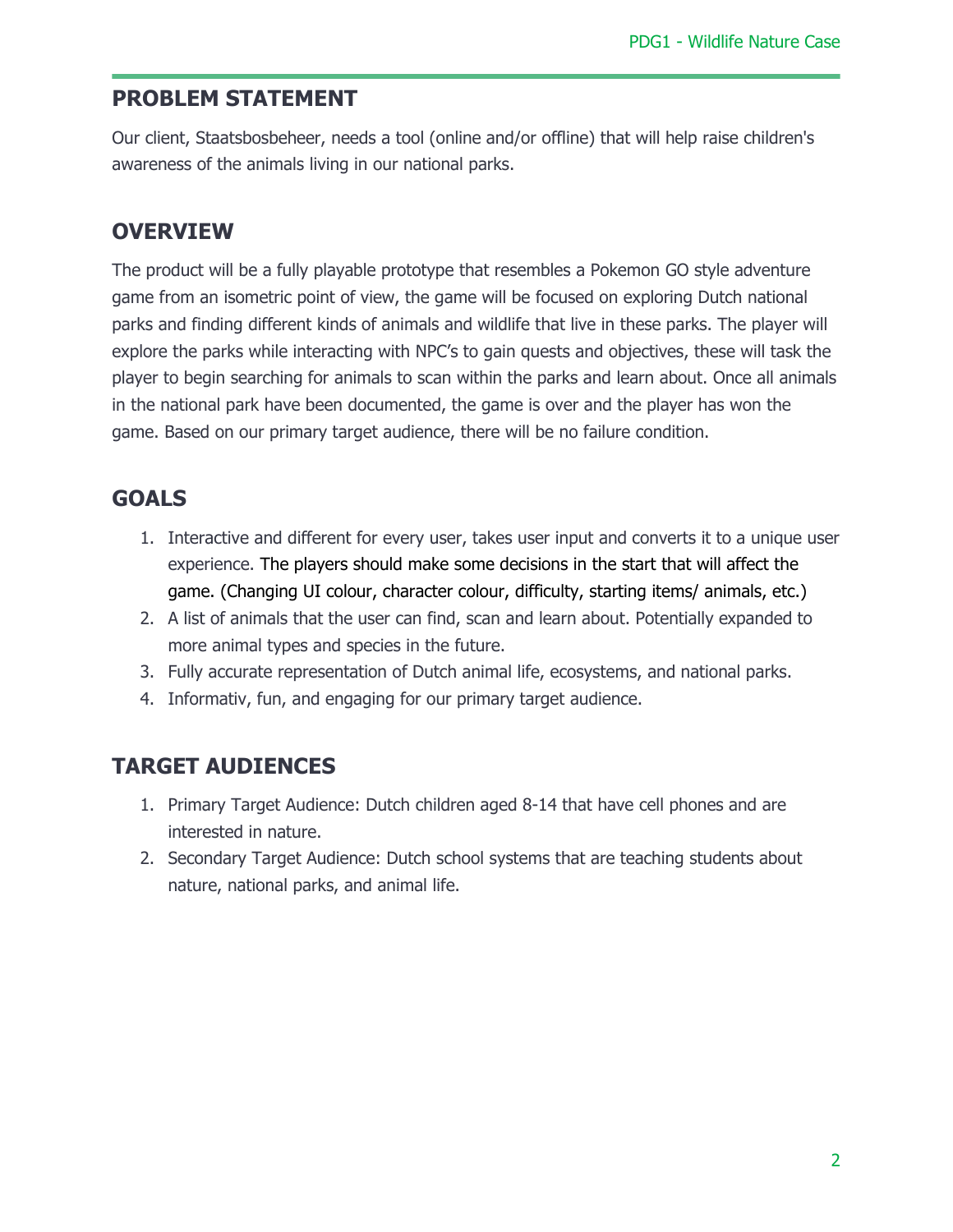## PROBLEM STATEMENT

Our client, Staatsbosbeheer, needs a tool (online and/or offline) that will help raise children's awareness of the animals living in our national parks.

## OVERVIEW

The product will be a fully playable prototype that resembles a Pokemon GO style adventure game from an isometric point of view, the game will be focused on exploring Dutch national parks and finding different kinds of animals and wildlife that live in these parks. The player will explore the parks while interacting with NPC's to gain quests and objectives, these will task the player to begin searching for animals to scan within the parks and learn about. Once all animals in the national park have been documented, the game is over and the player has won the game. Based on our primary target audience, there will be no failure condition.

## GOALS

1. Interactive and different for every user, takes user input and converts it to a unique user experience. The players should make some decisions in the start that will affect the game. (Changing UI colour, character colour, difficulty, starting items/ animals, etc.)
2. A list of animals that the user can find, scan and learn about. Potentially expanded to more animal types and species in the future.
3. Fully accurate representation of Dutch animal life, ecosystems, and national parks.
4. Informativ, fun, and engaging for our primary target audience.

## TARGET AUDIENCES

1. Primary Target Audience: Dutch children aged 8-14 that have cell phones and are interested in nature.
2. Secondary Target Audience: Dutch school systems that are teaching students about nature, national parks, and animal life.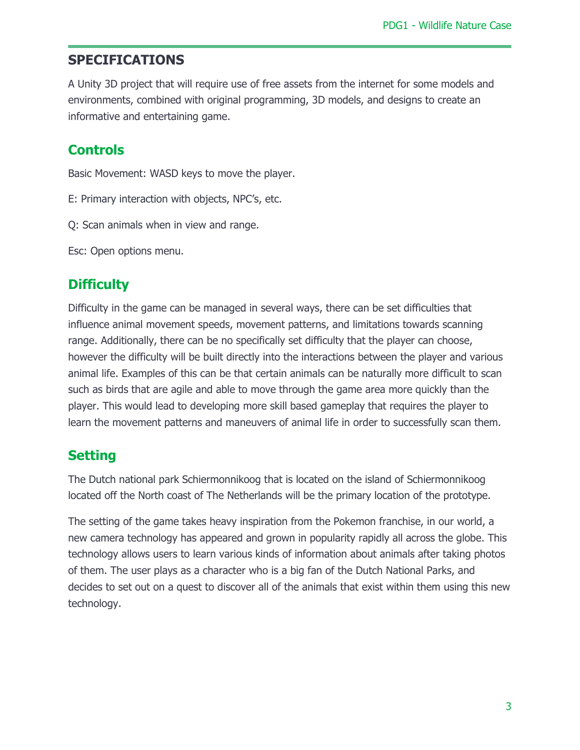## SPECIFICATIONS

A Unity 3D project that will require use of free assets from the internet for some models and environments, combined with original programming, 3D models, and designs to create an informative and entertaining game.

### Controls

Basic Movement: WASD keys to move the player.

E: Primary interaction with objects, NPC's, etc.

Q: Scan animals when in view and range.

Esc: Open options menu.

### Difficulty

Difficulty in the game can be managed in several ways, there can be set difficulties that influence animal movement speeds, movement patterns, and limitations towards scanning range. Additionally, there can be no specifically set difficulty that the player can choose, however the difficulty will be built directly into the interactions between the player and various animal life. Examples of this can be that certain animals can be naturally more difficult to scan such as birds that are agile and able to move through the game area more quickly than the player. This would lead to developing more skill based gameplay that requires the player to learn the movement patterns and maneuvers of animal life in order to successfully scan them.

### Setting

The Dutch national park Schiermonnikoog that is located on the island of Schiermonnikoog located off the North coast of The Netherlands will be the primary location of the prototype.

The setting of the game takes heavy inspiration from the Pokemon franchise, in our world, a new camera technology has appeared and grown in popularity rapidly all across the globe. This technology allows users to learn various kinds of information about animals after taking photos of them. The user plays as a character who is a big fan of the Dutch National Parks, and decides to set out on a quest to discover all of the animals that exist within them using this new technology.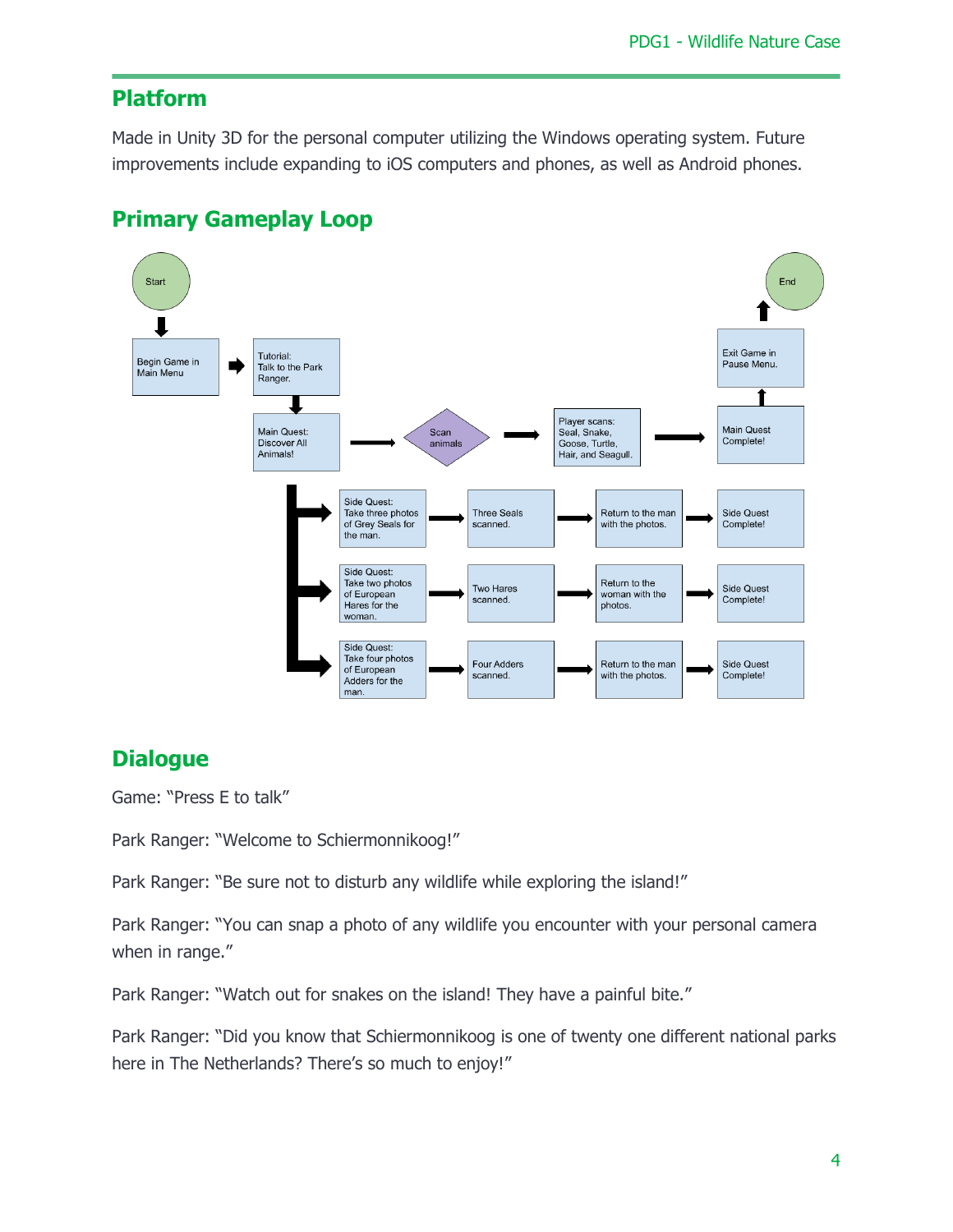## Platform

Made in Unity 3D for the personal computer utilizing the Windows operating system. Future improvements include expanding to iOS computers and phones, as well as Android phones.

## Primary Gameplay Loop

- Start → Begin Game in Main Menu → Tutorial: Talk to the Park Ranger. → Main Quest: Discover All Animals! → Scan animals → Player scans: Seal, Snake, Goose, Turtle, Hair, and Seagull. → Main Quest Complete! → Exit Game in Pause Menu. → End
- Side Quest: Take three photos of Grey Seals for the man. → Three Seals scanned. → Return to the man with the photos. → Side Quest Complete!
- Side Quest: Take two photos of European Hares for the woman. → Two Hares scanned. → Return to the woman with the photos. → Side Quest Complete!
- Side Quest: Take four photos of European Adders for the man. → Four Adders scanned. → Return to the man with the photos. → Side Quest Complete!

## Dialogue

Game: "Press E to talk"

Park Ranger: "Welcome to Schiermonnikoog!"

Park Ranger: "Be sure not to disturb any wildlife while exploring the island!"

Park Ranger: "You can snap a photo of any wildlife you encounter with your personal camera when in range."

Park Ranger: "Watch out for snakes on the island! They have a painful bite."

Park Ranger: "Did you know that Schiermonnikoog is one of twenty one different national parks here in The Netherlands? There's so much to enjoy!"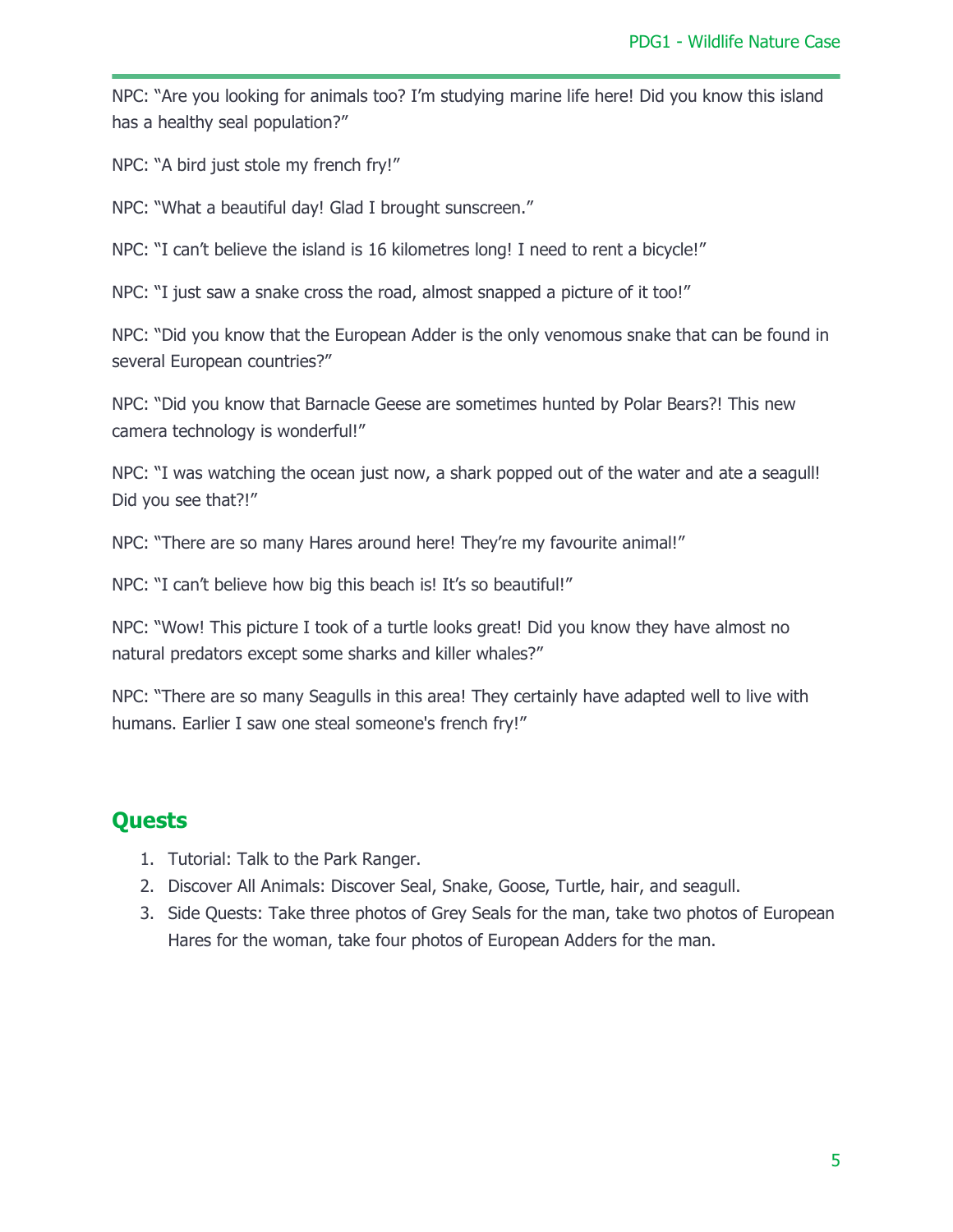NPC: "Are you looking for animals too? I'm studying marine life here! Did you know this island has a healthy seal population?"

NPC: "A bird just stole my french fry!"

NPC: "What a beautiful day! Glad I brought sunscreen."

NPC: "I can't believe the island is 16 kilometres long! I need to rent a bicycle!"

NPC: "I just saw a snake cross the road, almost snapped a picture of it too!"

NPC: "Did you know that the European Adder is the only venomous snake that can be found in several European countries?"

NPC: "Did you know that Barnacle Geese are sometimes hunted by Polar Bears?! This new camera technology is wonderful!"

NPC: "I was watching the ocean just now, a shark popped out of the water and ate a seagull! Did you see that?!"

NPC: "There are so many Hares around here! They're my favourite animal!"

NPC: "I can't believe how big this beach is! It's so beautiful!"

NPC: "Wow! This picture I took of a turtle looks great! Did you know they have almost no natural predators except some sharks and killer whales?"

NPC: "There are so many Seagulls in this area! They certainly have adapted well to live with humans. Earlier I saw one steal someone's french fry!"

## Quests

1. Tutorial: Talk to the Park Ranger.
2. Discover All Animals: Discover Seal, Snake, Goose, Turtle, hair, and seagull.
3. Side Quests: Take three photos of Grey Seals for the man, take two photos of European Hares for the woman, take four photos of European Adders for the man.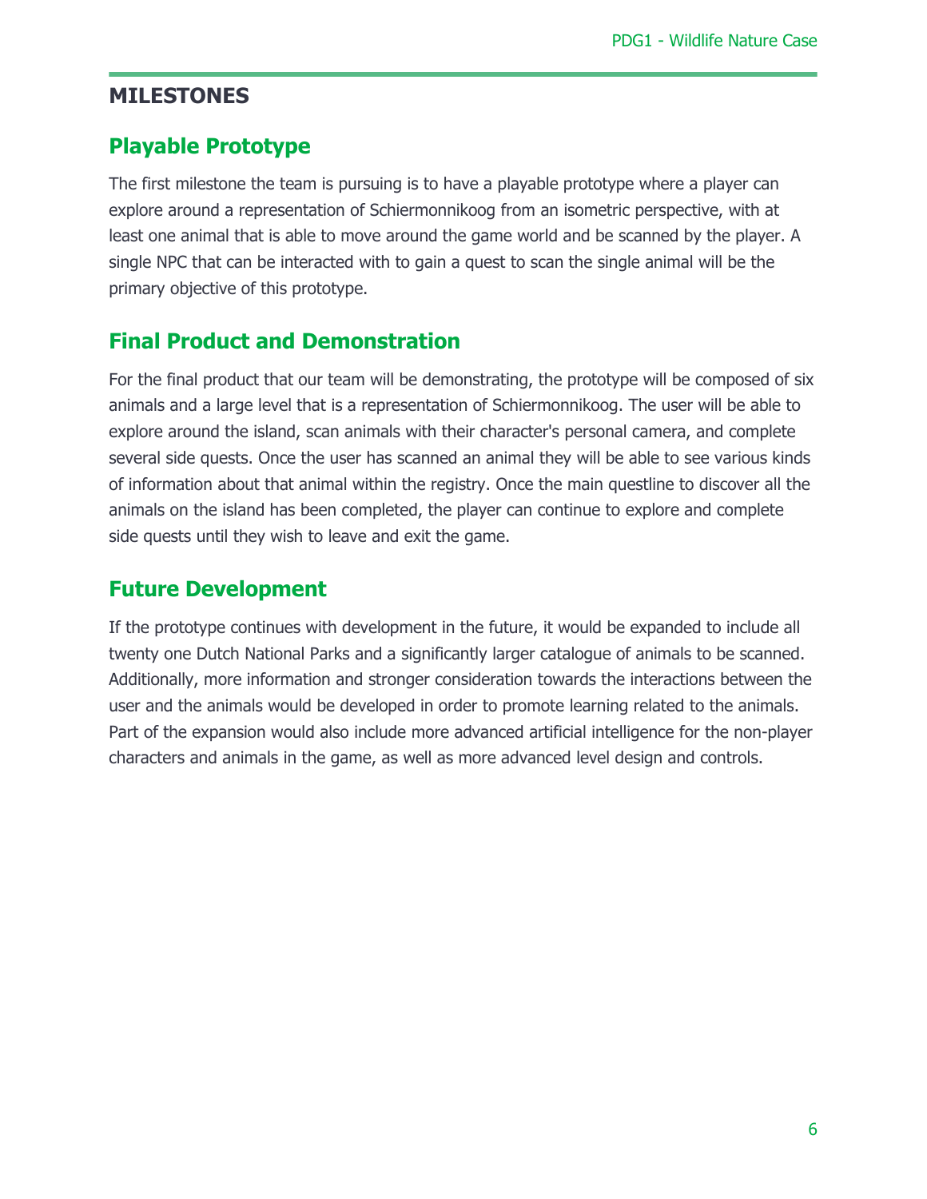## MILESTONES

### Playable Prototype

The first milestone the team is pursuing is to have a playable prototype where a player can explore around a representation of Schiermonnikoog from an isometric perspective, with at least one animal that is able to move around the game world and be scanned by the player. A single NPC that can be interacted with to gain a quest to scan the single animal will be the primary objective of this prototype.

### Final Product and Demonstration

For the final product that our team will be demonstrating, the prototype will be composed of six animals and a large level that is a representation of Schiermonnikoog. The user will be able to explore around the island, scan animals with their character's personal camera, and complete several side quests. Once the user has scanned an animal they will be able to see various kinds of information about that animal within the registry. Once the main questline to discover all the animals on the island has been completed, the player can continue to explore and complete side quests until they wish to leave and exit the game.

### Future Development

If the prototype continues with development in the future, it would be expanded to include all twenty one Dutch National Parks and a significantly larger catalogue of animals to be scanned. Additionally, more information and stronger consideration towards the interactions between the user and the animals would be developed in order to promote learning related to the animals. Part of the expansion would also include more advanced artificial intelligence for the non-player characters and animals in the game, as well as more advanced level design and controls.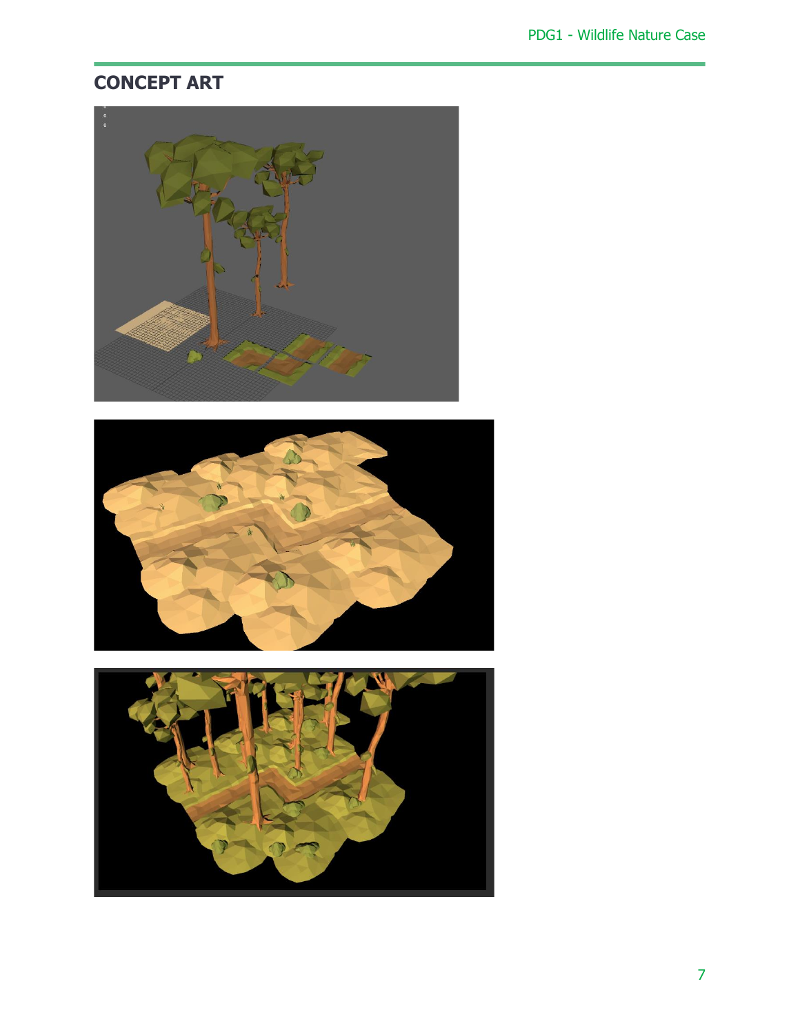## CONCEPT ART